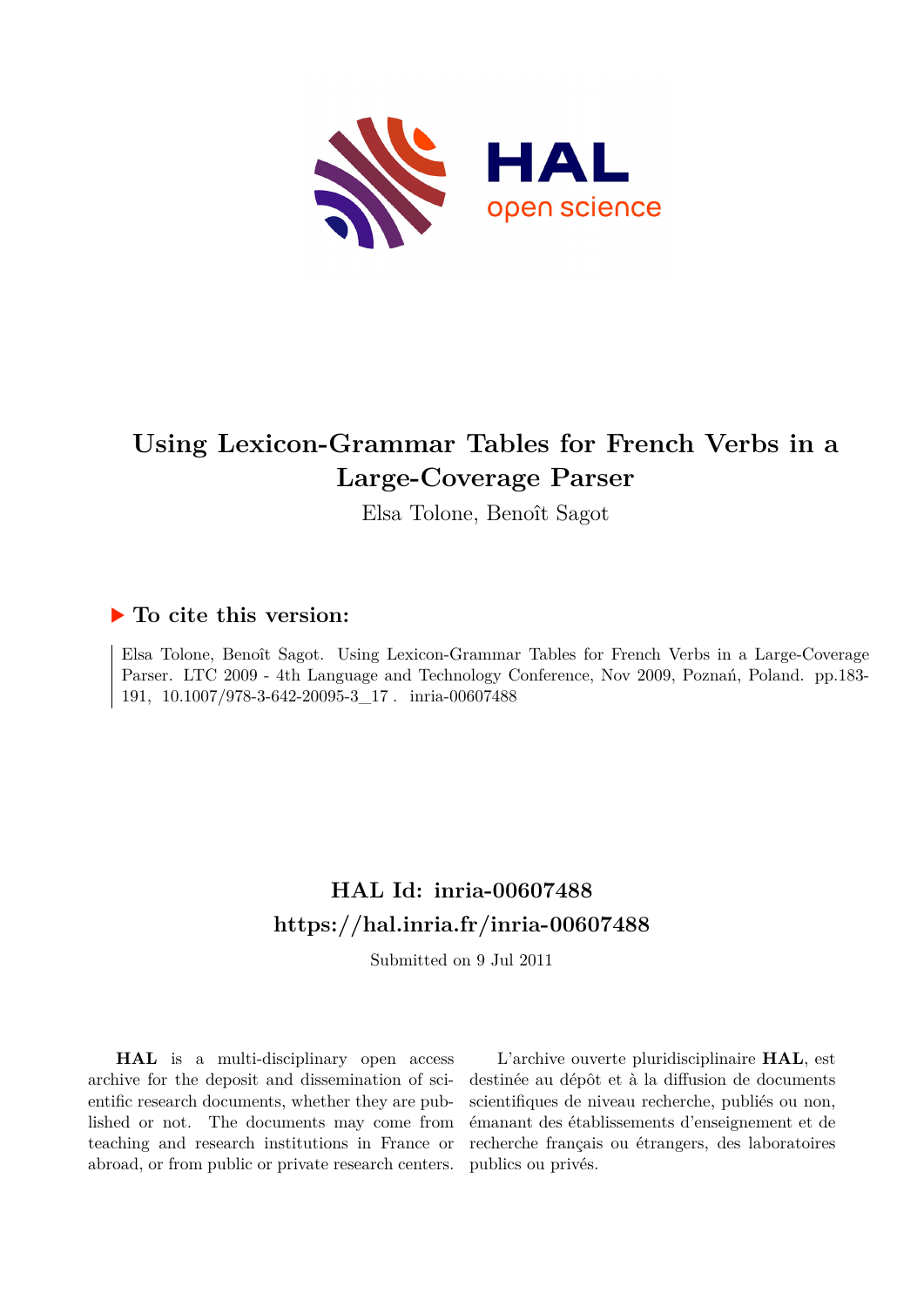# Using Lexicon-Grammar Tables for French Verbs in a Large-Coverage Parser

Elsa Tolone, Benoît Sagot

## ▶ To cite this version:

Elsa Tolone, Benoît Sagot. Using Lexicon-Grammar Tables for French Verbs in a Large-Coverage Parser. LTC 2009 - 4th Language and Technology Conference, Nov 2009, Poznań, Poland. pp.183-191, 10.1007/978-3-642-20095-3_17 . inria-00607488

## HAL Id: inria-00607488
## https://hal.inria.fr/inria-00607488

Submitted on 9 Jul 2011

**HAL** is a multi-disciplinary open access archive for the deposit and dissemination of scientific research documents, whether they are published or not. The documents may come from teaching and research institutions in France or abroad, or from public or private research centers.

L'archive ouverte pluridisciplinaire **HAL**, est destinée au dépôt et à la diffusion de documents scientifiques de niveau recherche, publiés ou non, émanant des établissements d'enseignement et de recherche français ou étrangers, des laboratoires publics ou privés.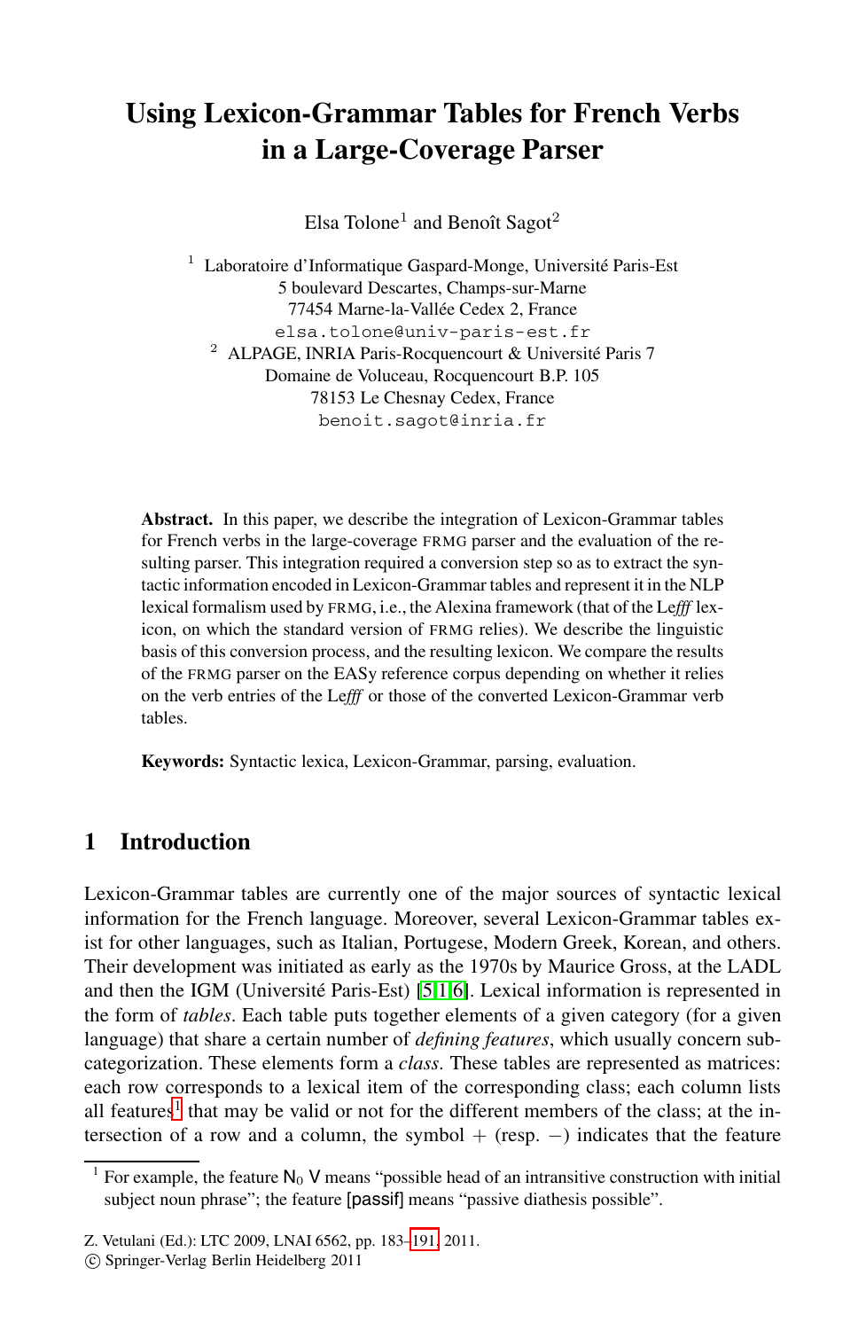# Using Lexicon-Grammar Tables for French Verbs in a Large-Coverage Parser

Elsa Tolone[1] and Benoît Sagot[2]

[1] Laboratoire d'Informatique Gaspard-Monge, Université Paris-Est
5 boulevard Descartes, Champs-sur-Marne
77454 Marne-la-Vallée Cedex 2, France
elsa.tolone@univ-paris-est.fr

[2] ALPAGE, INRIA Paris-Rocquencourt & Université Paris 7
Domaine de Voluceau, Rocquencourt B.P. 105
78153 Le Chesnay Cedex, France
benoit.sagot@inria.fr

**Abstract.** In this paper, we describe the integration of Lexicon-Grammar tables for French verbs in the large-coverage FRMG parser and the evaluation of the resulting parser. This integration required a conversion step so as to extract the syntactic information encoded in Lexicon-Grammar tables and represent it in the NLP lexical formalism used by FRMG, i.e., the Alexina framework (that of the Le*fff* lexicon, on which the standard version of FRMG relies). We describe the linguistic basis of this conversion process, and the resulting lexicon. We compare the results of the FRMG parser on the EASy reference corpus depending on whether it relies on the verb entries of the Le*fff* or those of the converted Lexicon-Grammar verb tables.

**Keywords:** Syntactic lexica, Lexicon-Grammar, parsing, evaluation.

## 1 Introduction

Lexicon-Grammar tables are currently one of the major sources of syntactic lexical information for the French language. Moreover, several Lexicon-Grammar tables exist for other languages, such as Italian, Portugese, Modern Greek, Korean, and others. Their development was initiated as early as the 1970s by Maurice Gross, at the LADL and then the IGM (Université Paris-Est) [5,1,6]. Lexical information is represented in the form of *tables*. Each table puts together elements of a given category (for a given language) that share a certain number of *defining features*, which usually concern subcategorization. These elements form a *class*. These tables are represented as matrices: each row corresponds to a lexical item of the corresponding class; each column lists all features[1] that may be valid or not for the different members of the class; at the intersection of a row and a column, the symbol $+$ (resp. $-$) indicates that the feature

[1] For example, the feature $\mathsf{N}_0$ V means "possible head of an intransitive construction with initial subject noun phrase"; the feature [passif] means "passive diathesis possible".

Z. Vetulani (Ed.): LTC 2009, LNAI 6562, pp. 183–191, 2011.
© Springer-Verlag Berlin Heidelberg 2011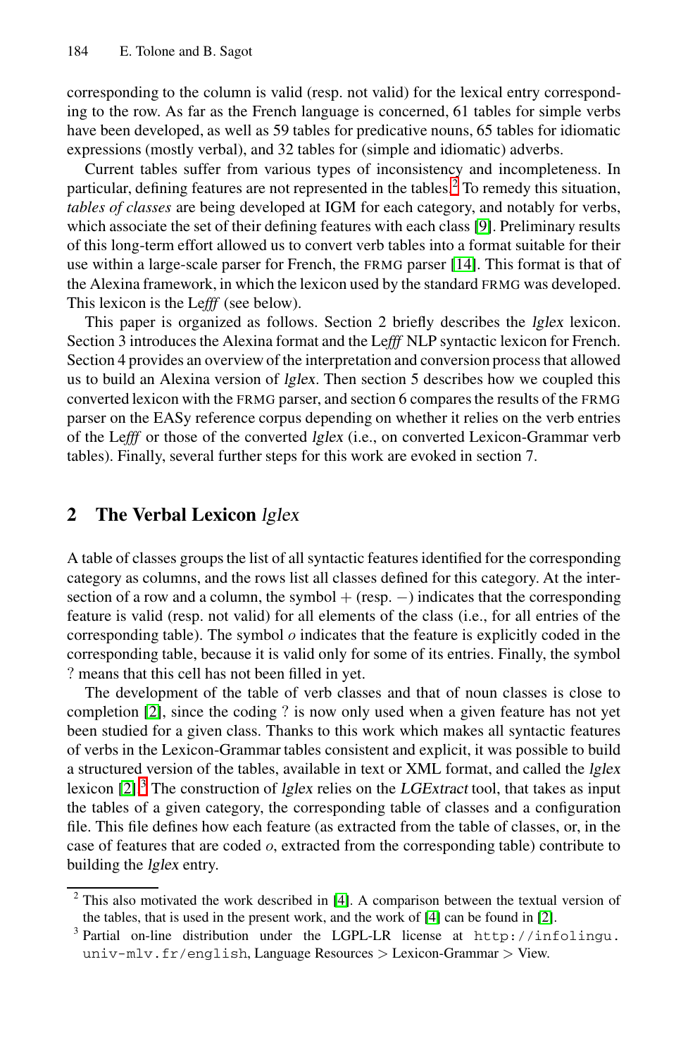corresponding to the column is valid (resp. not valid) for the lexical entry corresponding to the row. As far as the French language is concerned, 61 tables for simple verbs have been developed, as well as 59 tables for predicative nouns, 65 tables for idiomatic expressions (mostly verbal), and 32 tables for (simple and idiomatic) adverbs.

Current tables suffer from various types of inconsistency and incompleteness. In particular, defining features are not represented in the tables.[2] To remedy this situation, *tables of classes* are being developed at IGM for each category, and notably for verbs, which associate the set of their defining features with each class [9]. Preliminary results of this long-term effort allowed us to convert verb tables into a format suitable for their use within a large-scale parser for French, the FRMG parser [14]. This format is that of the Alexina framework, in which the lexicon used by the standard FRMG was developed. This lexicon is the Le*fff* (see below).

This paper is organized as follows. Section 2 briefly describes the *lglex* lexicon. Section 3 introduces the Alexina format and the Le*fff* NLP syntactic lexicon for French. Section 4 provides an overview of the interpretation and conversion process that allowed us to build an Alexina version of *lglex*. Then section 5 describes how we coupled this converted lexicon with the FRMG parser, and section 6 compares the results of the FRMG parser on the EASy reference corpus depending on whether it relies on the verb entries of the Le*fff* or those of the converted *lglex* (i.e., on converted Lexicon-Grammar verb tables). Finally, several further steps for this work are evoked in section 7.

## 2 The Verbal Lexicon *lglex*

A table of classes groups the list of all syntactic features identified for the corresponding category as columns, and the rows list all classes defined for this category. At the intersection of a row and a column, the symbol $+$ (resp. $-$) indicates that the corresponding feature is valid (resp. not valid) for all elements of the class (i.e., for all entries of the corresponding table). The symbol $o$ indicates that the feature is explicitly coded in the corresponding table, because it is valid only for some of its entries. Finally, the symbol $?$ means that this cell has not been filled in yet.

The development of the table of verb classes and that of noun classes is close to completion [2], since the coding $?$ is now only used when a given feature has not yet been studied for a given class. Thanks to this work which makes all syntactic features of verbs in the Lexicon-Grammar tables consistent and explicit, it was possible to build a structured version of the tables, available in text or XML format, and called the *lglex* lexicon [2].[3] The construction of *lglex* relies on the *LGExtract* tool, that takes as input the tables of a given category, the corresponding table of classes and a configuration file. This file defines how each feature (as extracted from the table of classes, or, in the case of features that are coded $o$, extracted from the corresponding table) contribute to building the *lglex* entry.

[2] This also motivated the work described in [4]. A comparison between the textual version of the tables, that is used in the present work, and the work of [4] can be found in [2].

[3] Partial on-line distribution under the LGPL-LR license at `http://infolingu.univ-mlv.fr/english`, Language Resources > Lexicon-Grammar > View.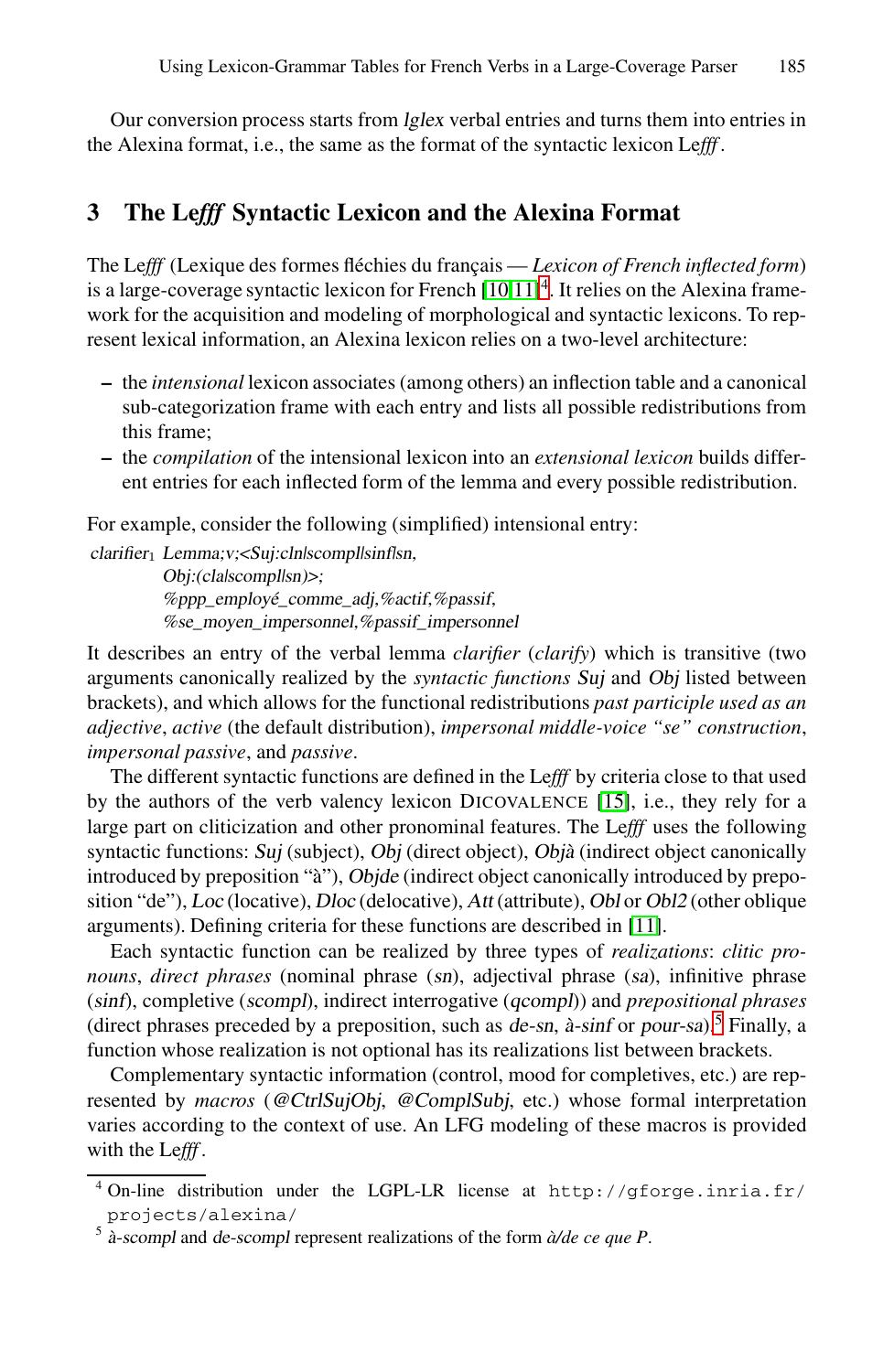Our conversion process starts from *lglex* verbal entries and turns them into entries in the Alexina format, i.e., the same as the format of the syntactic lexicon Le*fff*.

## 3 The Le*fff* Syntactic Lexicon and the Alexina Format

The Le*fff* (Lexique des formes fléchies du français — *Lexicon of French inflected form*) is a large-coverage syntactic lexicon for French [10,11][4]. It relies on the Alexina framework for the acquisition and modeling of morphological and syntactic lexicons. To represent lexical information, an Alexina lexicon relies on a two-level architecture:

- the *intensional* lexicon associates (among others) an inflection table and a canonical sub-categorization frame with each entry and lists all possible redistributions from this frame;
- the *compilation* of the intensional lexicon into an *extensional lexicon* builds different entries for each inflected form of the lemma and every possible redistribution.

For example, consider the following (simplified) intensional entry:

*clarifier*$_1$ *Lemma;v;<Suj:cln|scompl|sinf|sn,*
*Obj:(cla|scompl|sn)>;*
*%ppp_employé_comme_adj,%actif,%passif,*
*%se_moyen_impersonnel,%passif_impersonnel*

It describes an entry of the verbal lemma *clarifier* (*clarify*) which is transitive (two arguments canonically realized by the *syntactic functions* *Suj* and *Obj* listed between brackets), and which allows for the functional redistributions *past participle used as an adjective*, *active* (the default distribution), *impersonal middle-voice "se" construction*, *impersonal passive*, and *passive*.

The different syntactic functions are defined in the Le*fff* by criteria close to that used by the authors of the verb valency lexicon DICOVALENCE [15], i.e., they rely for a large part on cliticization and other pronominal features. The Le*fff* uses the following syntactic functions: *Suj* (subject), *Obj* (direct object), *Objà* (indirect object canonically introduced by preposition "à"), *Objde* (indirect object canonically introduced by preposition "de"), *Loc* (locative), *Dloc* (delocative), *Att* (attribute), *Obl* or *Obl2* (other oblique arguments). Defining criteria for these functions are described in [11].

Each syntactic function can be realized by three types of *realizations*: *clitic pronouns*, *direct phrases* (nominal phrase (*sn*), adjectival phrase (*sa*), infinitive phrase (*sinf*), completive (*scompl*), indirect interrogative (*qcompl*)) and *prepositional phrases* (direct phrases preceded by a preposition, such as *de-sn*, *à-sinf* or *pour-sa*).[5] Finally, a function whose realization is not optional has its realizations list between brackets.

Complementary syntactic information (control, mood for completives, etc.) are represented by *macros* (*@CtrlSujObj*, *@ComplSubj*, etc.) whose formal interpretation varies according to the context of use. An LFG modeling of these macros is provided with the Le*fff*.

---

[4] On-line distribution under the LGPL-LR license at http://gforge.inria.fr/projects/alexina/

[5] *à-scompl* and *de-scompl* represent realizations of the form *à/de ce que P*.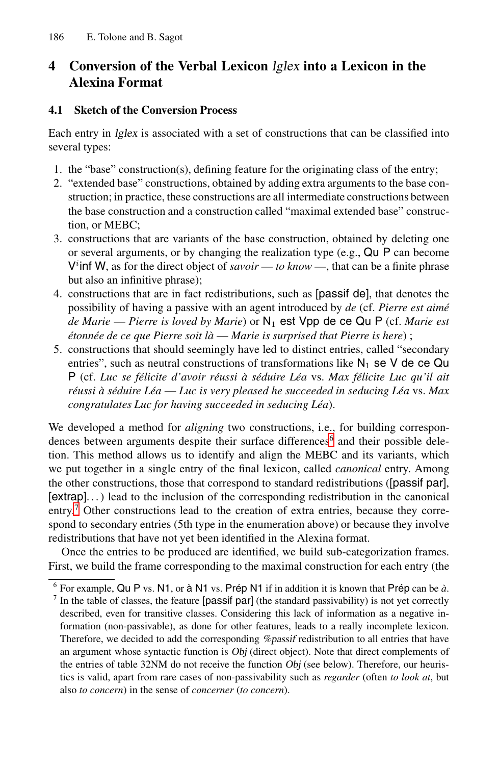## 4 Conversion of the Verbal Lexicon *lglex* into a Lexicon in the Alexina Format

### 4.1 Sketch of the Conversion Process

Each entry in *lglex* is associated with a set of constructions that can be classified into several types:

1. the "base" construction(s), defining feature for the originating class of the entry;
2. "extended base" constructions, obtained by adding extra arguments to the base construction; in practice, these constructions are all intermediate constructions between the base construction and a construction called "maximal extended base" construction, or MEBC;
3. constructions that are variants of the base construction, obtained by deleting one or several arguments, or by changing the realization type (e.g., Qu P can become $V^{i}$inf W, as for the direct object of *savoir* — *to know* —, that can be a finite phrase but also an infinitive phrase);
4. constructions that are in fact redistributions, such as [passif de], that denotes the possibility of having a passive with an agent introduced by *de* (cf. *Pierre est aimé de Marie* — *Pierre is loved by Marie*) or $\mathrm{N}_1$ est Vpp de ce Qu P (cf. *Marie est étonnée de ce que Pierre soit là* — *Marie is surprised that Pierre is here*) ;
5. constructions that should seemingly have led to distinct entries, called "secondary entries", such as neutral constructions of transformations like $\mathrm{N}_1$ se V de ce Qu P (cf. *Luc se félicite d'avoir réussi à séduire Léa* vs. *Max félicite Luc qu'il ait réussi à séduire Léa* — *Luc is very pleased he succeeded in seducing Léa* vs. *Max congratulates Luc for having succeeded in seducing Léa*).

We developed a method for *aligning* two constructions, i.e., for building correspondences between arguments despite their surface differences[6] and their possible deletion. This method allows us to identify and align the MEBC and its variants, which we put together in a single entry of the final lexicon, called *canonical* entry. Among the other constructions, those that correspond to standard redistributions ([passif par], [extrap]...) lead to the inclusion of the corresponding redistribution in the canonical entry.[7] Other constructions lead to the creation of extra entries, because they correspond to secondary entries (5th type in the enumeration above) or because they involve redistributions that have not yet been identified in the Alexina format.

Once the entries to be produced are identified, we build sub-categorization frames. First, we build the frame corresponding to the maximal construction for each entry (the

[6] For example, Qu P vs. N1, or à N1 vs. Prép N1 if in addition it is known that Prép can be *à*.

[7] In the table of classes, the feature [passif par] (the standard passivability) is not yet correctly described, even for transitive classes. Considering this lack of information as a negative information (non-passivable), as done for other features, leads to a really incomplete lexicon. Therefore, we decided to add the corresponding *%passif* redistribution to all entries that have an argument whose syntactic function is *Obj* (direct object). Note that direct complements of the entries of table 32NM do not receive the function *Obj* (see below). Therefore, our heuristics is valid, apart from rare cases of non-passivability such as *regarder* (often *to look at*, but also *to concern*) in the sense of *concerner* (*to concern*).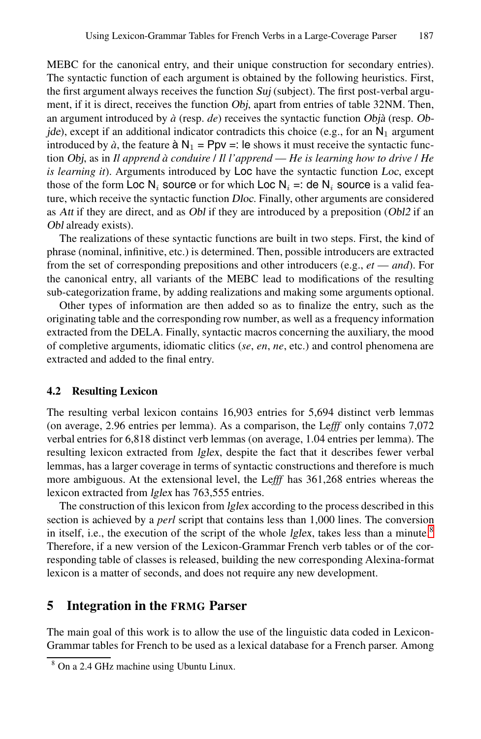MEBC for the canonical entry, and their unique construction for secondary entries). The syntactic function of each argument is obtained by the following heuristics. First, the first argument always receives the function *Suj* (subject). The first post-verbal argument, if it is direct, receives the function *Obj*, apart from entries of table 32NM. Then, an argument introduced by *à* (resp. *de*) receives the syntactic function *Objà* (resp. *Objde*), except if an additional indicator contradicts this choice (e.g., for an $\mathsf{N}_1$ argument introduced by *à*, the feature à $\mathsf{N}_1$ = Ppv =: le shows it must receive the syntactic function *Obj*, as in *Il apprend à conduire* / *Il l'apprend* — *He is learning how to drive* / *He is learning it*). Arguments introduced by Loc have the syntactic function *Loc*, except those of the form Loc $\mathsf{N}_i$ source or for which Loc $\mathsf{N}_i$ =: de $\mathsf{N}_i$ source is a valid feature, which receive the syntactic function *Dloc*. Finally, other arguments are considered as *Att* if they are direct, and as *Obl* if they are introduced by a preposition (*Obl2* if an *Obl* already exists).

The realizations of these syntactic functions are built in two steps. First, the kind of phrase (nominal, infinitive, etc.) is determined. Then, possible introducers are extracted from the set of corresponding prepositions and other introducers (e.g., *et* — *and*). For the canonical entry, all variants of the MEBC lead to modifications of the resulting sub-categorization frame, by adding realizations and making some arguments optional.

Other types of information are then added so as to finalize the entry, such as the originating table and the corresponding row number, as well as a frequency information extracted from the DELA. Finally, syntactic macros concerning the auxiliary, the mood of completive arguments, idiomatic clitics (*se*, *en*, *ne*, etc.) and control phenomena are extracted and added to the final entry.

### 4.2 Resulting Lexicon

The resulting verbal lexicon contains 16,903 entries for 5,694 distinct verb lemmas (on average, 2.96 entries per lemma). As a comparison, the Le*fff* only contains 7,072 verbal entries for 6,818 distinct verb lemmas (on average, 1.04 entries per lemma). The resulting lexicon extracted from *lglex*, despite the fact that it describes fewer verbal lemmas, has a larger coverage in terms of syntactic constructions and therefore is much more ambiguous. At the extensional level, the Le*fff* has 361,268 entries whereas the lexicon extracted from *lglex* has 763,555 entries.

The construction of this lexicon from *lglex* according to the process described in this section is achieved by a *perl* script that contains less than 1,000 lines. The conversion in itself, i.e., the execution of the script of the whole *lglex*, takes less than a minute.[8] Therefore, if a new version of the Lexicon-Grammar French verb tables or of the corresponding table of classes is released, building the new corresponding Alexina-format lexicon is a matter of seconds, and does not require any new development.

## 5 Integration in the FRMG Parser

The main goal of this work is to allow the use of the linguistic data coded in Lexicon-Grammar tables for French to be used as a lexical database for a French parser. Among

[8] On a 2.4 GHz machine using Ubuntu Linux.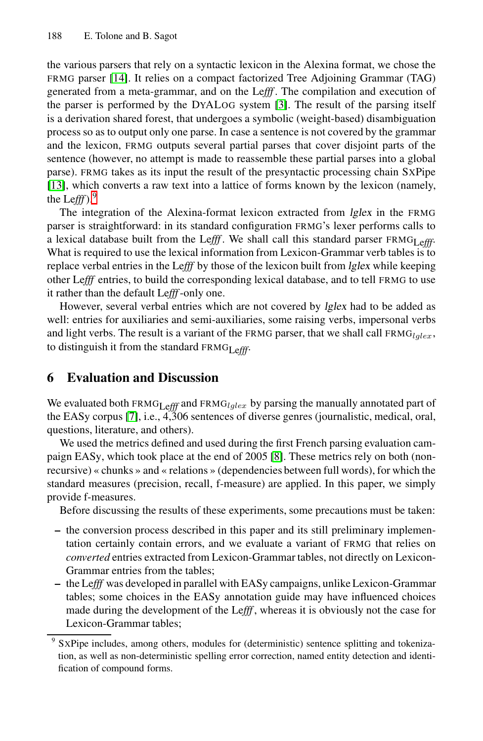the various parsers that rely on a syntactic lexicon in the Alexina format, we chose the FRMG parser [14]. It relies on a compact factorized Tree Adjoining Grammar (TAG) generated from a meta-grammar, and on the Le*fff*. The compilation and execution of the parser is performed by the DYALOG system [3]. The result of the parsing itself is a derivation shared forest, that undergoes a symbolic (weight-based) disambiguation process so as to output only one parse. In case a sentence is not covered by the grammar and the lexicon, FRMG outputs several partial parses that cover disjoint parts of the sentence (however, no attempt is made to reassemble these partial parses into a global parse). FRMG takes as its input the result of the presyntactic processing chain SXPipe [13], which converts a raw text into a lattice of forms known by the lexicon (namely, the Le*fff*).[9]

The integration of the Alexina-format lexicon extracted from *lglex* in the FRMG parser is straightforward: in its standard configuration FRMG's lexer performs calls to a lexical database built from the Le*fff*. We shall call this standard parser $\text{FRMG}_{\text{Le}fff}$. What is required to use the lexical information from Lexicon-Grammar verb tables is to replace verbal entries in the Le*fff* by those of the lexicon built from *lglex* while keeping other Le*fff* entries, to build the corresponding lexical database, and to tell FRMG to use it rather than the default Le*fff*-only one.

However, several verbal entries which are not covered by *lglex* had to be added as well: entries for auxiliaries and semi-auxiliaries, some raising verbs, impersonal verbs and light verbs. The result is a variant of the FRMG parser, that we shall call $\text{FRMG}_{lglex}$, to distinguish it from the standard $\text{FRMG}_{\text{Le}fff}$.

## 6 Evaluation and Discussion

We evaluated both $\text{FRMG}_{\text{Le}fff}$ and $\text{FRMG}_{lglex}$ by parsing the manually annotated part of the EASy corpus [7], i.e., 4,306 sentences of diverse genres (journalistic, medical, oral, questions, literature, and others).

We used the metrics defined and used during the first French parsing evaluation campaign EASy, which took place at the end of 2005 [8]. These metrics rely on both (non-recursive) « chunks » and « relations » (dependencies between full words), for which the standard measures (precision, recall, f-measure) are applied. In this paper, we simply provide f-measures.

Before discussing the results of these experiments, some precautions must be taken:

- the conversion process described in this paper and its still preliminary implementation certainly contain errors, and we evaluate a variant of FRMG that relies on *converted* entries extracted from Lexicon-Grammar tables, not directly on Lexicon-Grammar entries from the tables;
- the Le*fff* was developed in parallel with EASy campaigns, unlike Lexicon-Grammar tables; some choices in the EASy annotation guide may have influenced choices made during the development of the Le*fff*, whereas it is obviously not the case for Lexicon-Grammar tables;

[9] SXPipe includes, among others, modules for (deterministic) sentence splitting and tokenization, as well as non-deterministic spelling error correction, named entity detection and identification of compound forms.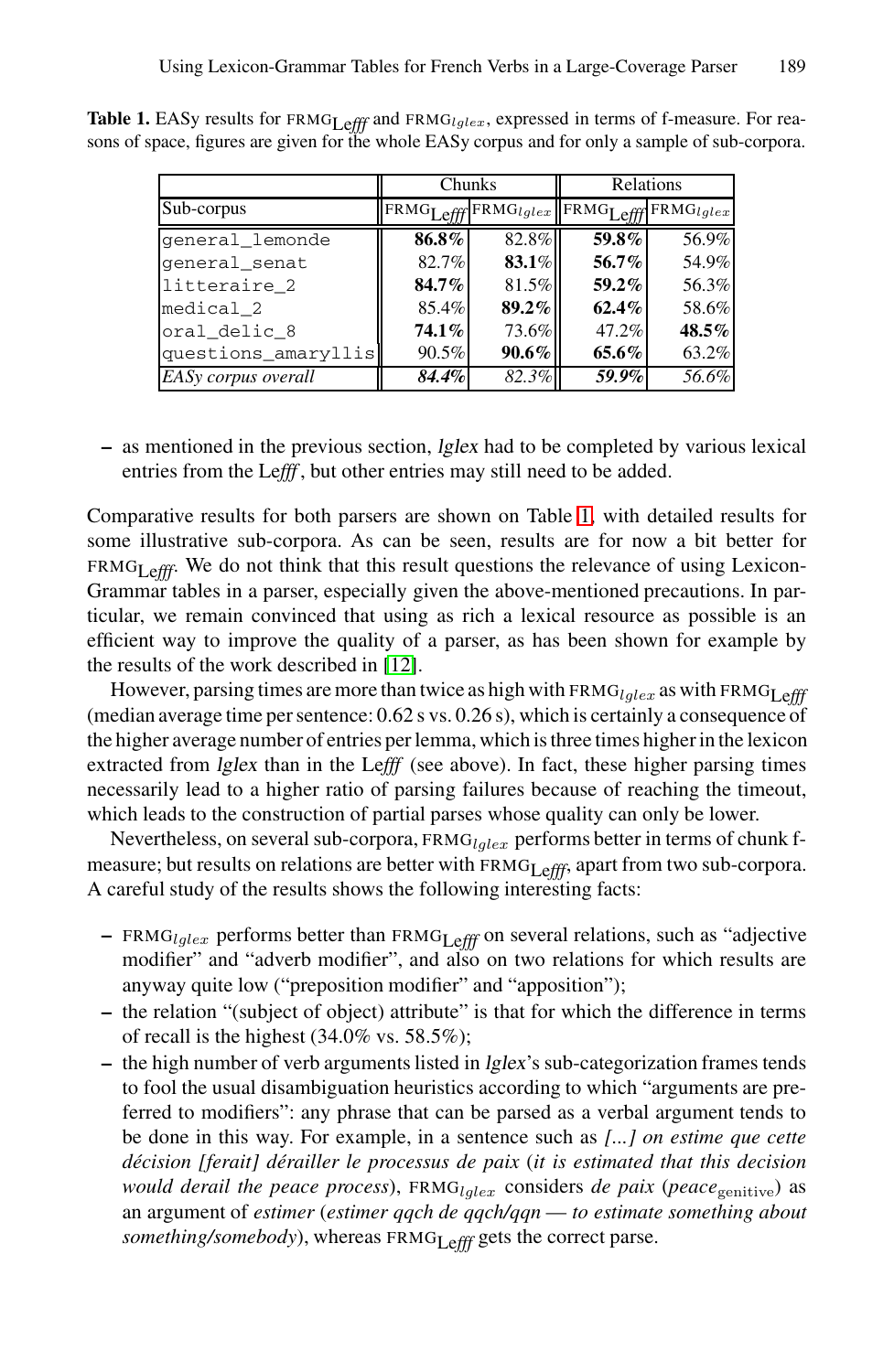**Table 1.** EASy results for $\text{FRMG}_{\text{Lefff}}$ and $\text{FRMG}_{lglex}$, expressed in terms of f-measure. For reasons of space, figures are given for the whole EASy corpus and for only a sample of sub-corpora.

| | Chunks | | Relations | |
|---|---|---|---|---|
| Sub-corpus | $\text{FRMG}_{\text{Lefff}}$ | $\text{FRMG}_{lglex}$ | $\text{FRMG}_{\text{Lefff}}$ | $\text{FRMG}_{lglex}$ |
| general_lemonde | **86.8%** | 82.8% | **59.8%** | 56.9% |
| general_senat | 82.7% | **83.1%** | **56.7%** | 54.9% |
| litteraire_2 | **84.7%** | 81.5% | **59.2%** | 56.3% |
| medical_2 | 85.4% | **89.2%** | **62.4%** | 58.6% |
| oral_delic_8 | **74.1%** | 73.6% | 47.2% | **48.5%** |
| questions_amaryllis | 90.5% | **90.6%** | **65.6%** | 63.2% |
| *EASy corpus overall* | ***84.4%*** | *82.3%* | ***59.9%*** | *56.6%* |

– as mentioned in the previous section, *lglex* had to be completed by various lexical entries from the Le*fff*, but other entries may still need to be added.

Comparative results for both parsers are shown on Table 1, with detailed results for some illustrative sub-corpora. As can be seen, results are for now a bit better for $\text{FRMG}_{\text{Lefff}}$. We do not think that this result questions the relevance of using Lexicon-Grammar tables in a parser, especially given the above-mentioned precautions. In particular, we remain convinced that using as rich a lexical resource as possible is an efficient way to improve the quality of a parser, as has been shown for example by the results of the work described in [12].

However, parsing times are more than twice as high with $\text{FRMG}_{lglex}$ as with $\text{FRMG}_{\text{Lefff}}$ (median average time per sentence: 0.62 s vs. 0.26 s), which is certainly a consequence of the higher average number of entries per lemma, which is three times higher in the lexicon extracted from *lglex* than in the Le*fff* (see above). In fact, these higher parsing times necessarily lead to a higher ratio of parsing failures because of reaching the timeout, which leads to the construction of partial parses whose quality can only be lower.

Nevertheless, on several sub-corpora, $\text{FRMG}_{lglex}$ performs better in terms of chunk f-measure; but results on relations are better with $\text{FRMG}_{\text{Lefff}}$, apart from two sub-corpora. A careful study of the results shows the following interesting facts:

– $\text{FRMG}_{lglex}$ performs better than $\text{FRMG}_{\text{Lefff}}$ on several relations, such as "adjective modifier" and "adverb modifier", and also on two relations for which results are anyway quite low ("preposition modifier" and "apposition");

– the relation "(subject of object) attribute" is that for which the difference in terms of recall is the highest (34.0% vs. 58.5%);

– the high number of verb arguments listed in *lglex*'s sub-categorization frames tends to fool the usual disambiguation heuristics according to which "arguments are preferred to modifiers": any phrase that can be parsed as a verbal argument tends to be done in this way. For example, in a sentence such as *[...] on estime que cette décision [ferait] dérailler le processus de paix* (*it is estimated that this decision would derail the peace process*), $\text{FRMG}_{lglex}$ considers *de paix* (*peace*$_{\text{genitive}}$) as an argument of *estimer* (*estimer qqch de qqch/qqn — to estimate something about something/somebody*), whereas $\text{FRMG}_{\text{Lefff}}$ gets the correct parse.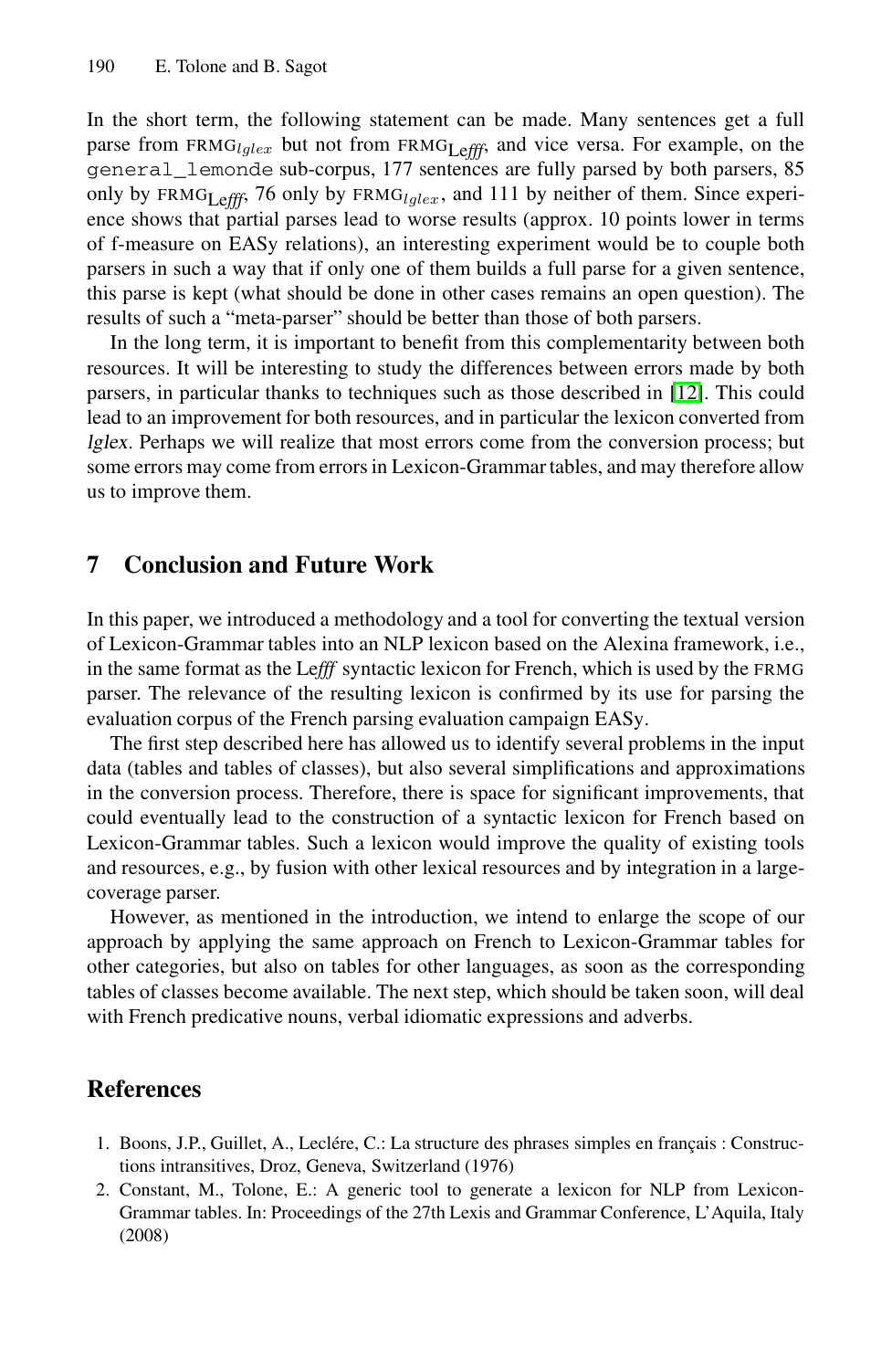In the short term, the following statement can be made. Many sentences get a full parse from FRMG$_{lglex}$ but not from FRMG$_{\text{Lefff}}$, and vice versa. For example, on the `general_lemonde` sub-corpus, 177 sentences are fully parsed by both parsers, 85 only by FRMG$_{\text{Lefff}}$, 76 only by FRMG$_{lglex}$, and 111 by neither of them. Since experience shows that partial parses lead to worse results (approx. 10 points lower in terms of f-measure on EASy relations), an interesting experiment would be to couple both parsers in such a way that if only one of them builds a full parse for a given sentence, this parse is kept (what should be done in other cases remains an open question). The results of such a "meta-parser" should be better than those of both parsers.

In the long term, it is important to benefit from this complementarity between both resources. It will be interesting to study the differences between errors made by both parsers, in particular thanks to techniques such as those described in [12]. This could lead to an improvement for both resources, and in particular the lexicon converted from *lglex*. Perhaps we will realize that most errors come from the conversion process; but some errors may come from errors in Lexicon-Grammar tables, and may therefore allow us to improve them.

## 7 Conclusion and Future Work

In this paper, we introduced a methodology and a tool for converting the textual version of Lexicon-Grammar tables into an NLP lexicon based on the Alexina framework, i.e., in the same format as the Le*fff* syntactic lexicon for French, which is used by the FRMG parser. The relevance of the resulting lexicon is confirmed by its use for parsing the evaluation corpus of the French parsing evaluation campaign EASy.

The first step described here has allowed us to identify several problems in the input data (tables and tables of classes), but also several simplifications and approximations in the conversion process. Therefore, there is space for significant improvements, that could eventually lead to the construction of a syntactic lexicon for French based on Lexicon-Grammar tables. Such a lexicon would improve the quality of existing tools and resources, e.g., by fusion with other lexical resources and by integration in a large-coverage parser.

However, as mentioned in the introduction, we intend to enlarge the scope of our approach by applying the same approach on French to Lexicon-Grammar tables for other categories, but also on tables for other languages, as soon as the corresponding tables of classes become available. The next step, which should be taken soon, will deal with French predicative nouns, verbal idiomatic expressions and adverbs.

## References

1. Boons, J.P., Guillet, A., Leclére, C.: La structure des phrases simples en français : Constructions intransitives, Droz, Geneva, Switzerland (1976)
2. Constant, M., Tolone, E.: A generic tool to generate a lexicon for NLP from Lexicon-Grammar tables. In: Proceedings of the 27th Lexis and Grammar Conference, L'Aquila, Italy (2008)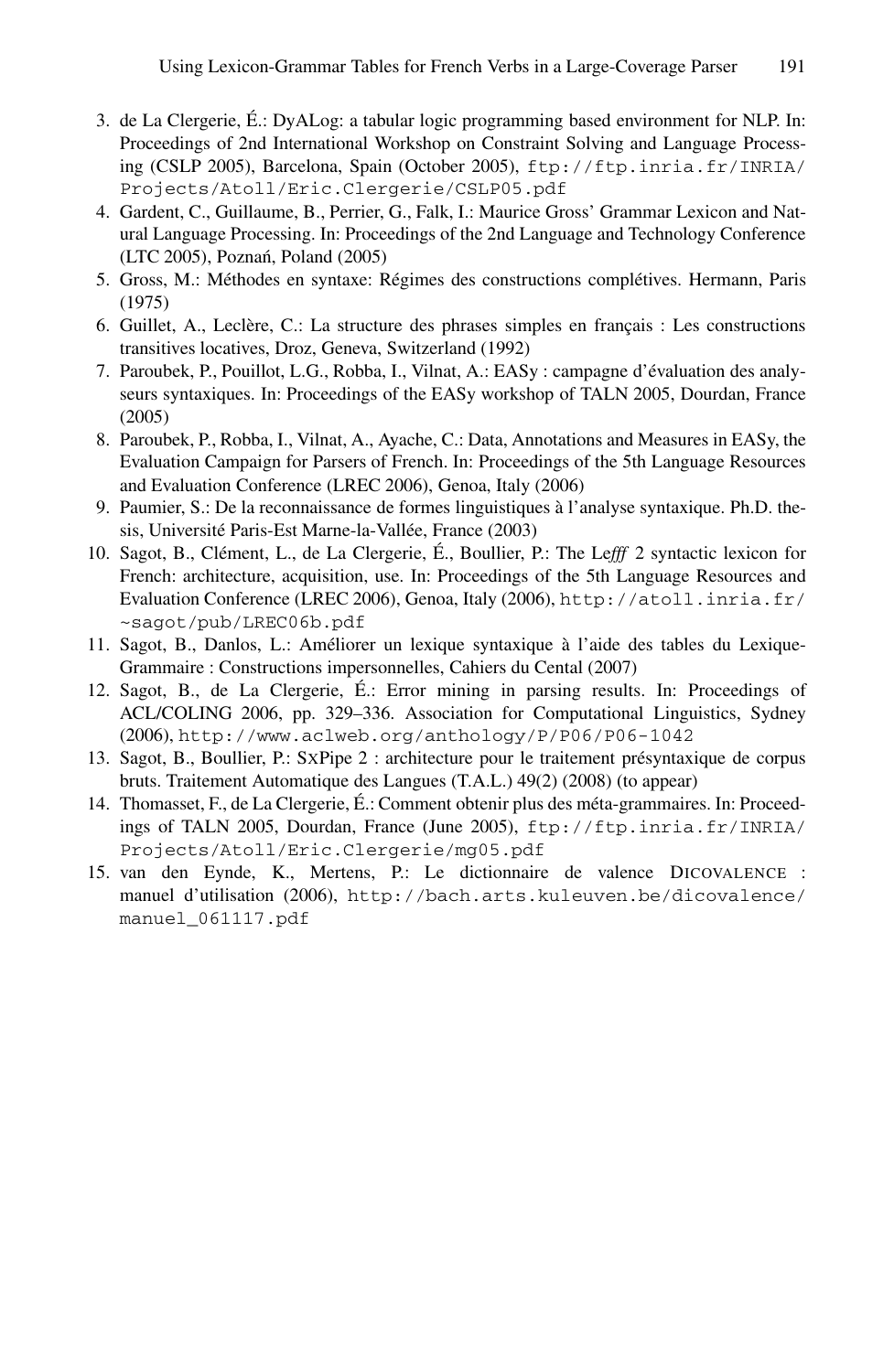3. de La Clergerie, É.: DyALog: a tabular logic programming based environment for NLP. In: Proceedings of 2nd International Workshop on Constraint Solving and Language Processing (CSLP 2005), Barcelona, Spain (October 2005), ftp://ftp.inria.fr/INRIA/Projects/Atoll/Eric.Clergerie/CSLP05.pdf
4. Gardent, C., Guillaume, B., Perrier, G., Falk, I.: Maurice Gross' Grammar Lexicon and Natural Language Processing. In: Proceedings of the 2nd Language and Technology Conference (LTC 2005), Poznań, Poland (2005)
5. Gross, M.: Méthodes en syntaxe: Régimes des constructions complétives. Hermann, Paris (1975)
6. Guillet, A., Leclère, C.: La structure des phrases simples en français : Les constructions transitives locatives, Droz, Geneva, Switzerland (1992)
7. Paroubek, P., Pouillot, L.G., Robba, I., Vilnat, A.: EASy : campagne d'évaluation des analyseurs syntaxiques. In: Proceedings of the EASy workshop of TALN 2005, Dourdan, France (2005)
8. Paroubek, P., Robba, I., Vilnat, A., Ayache, C.: Data, Annotations and Measures in EASy, the Evaluation Campaign for Parsers of French. In: Proceedings of the 5th Language Resources and Evaluation Conference (LREC 2006), Genoa, Italy (2006)
9. Paumier, S.: De la reconnaissance de formes linguistiques à l'analyse syntaxique. Ph.D. thesis, Université Paris-Est Marne-la-Vallée, France (2003)
10. Sagot, B., Clément, L., de La Clergerie, É., Boullier, P.: The Le*fff* 2 syntactic lexicon for French: architecture, acquisition, use. In: Proceedings of the 5th Language Resources and Evaluation Conference (LREC 2006), Genoa, Italy (2006), http://atoll.inria.fr/~sagot/pub/LREC06b.pdf
11. Sagot, B., Danlos, L.: Améliorer un lexique syntaxique à l'aide des tables du Lexique-Grammaire : Constructions impersonnelles, Cahiers du Cental (2007)
12. Sagot, B., de La Clergerie, É.: Error mining in parsing results. In: Proceedings of ACL/COLING 2006, pp. 329–336. Association for Computational Linguistics, Sydney (2006), http://www.aclweb.org/anthology/P/P06/P06-1042
13. Sagot, B., Boullier, P.: SxPipe 2 : architecture pour le traitement présyntaxique de corpus bruts. Traitement Automatique des Langues (T.A.L.) 49(2) (2008) (to appear)
14. Thomasset, F., de La Clergerie, É.: Comment obtenir plus des méta-grammaires. In: Proceedings of TALN 2005, Dourdan, France (June 2005), ftp://ftp.inria.fr/INRIA/Projects/Atoll/Eric.Clergerie/mg05.pdf
15. van den Eynde, K., Mertens, P.: Le dictionnaire de valence DICOVALENCE : manuel d'utilisation (2006), http://bach.arts.kuleuven.be/dicovalence/manuel_061117.pdf